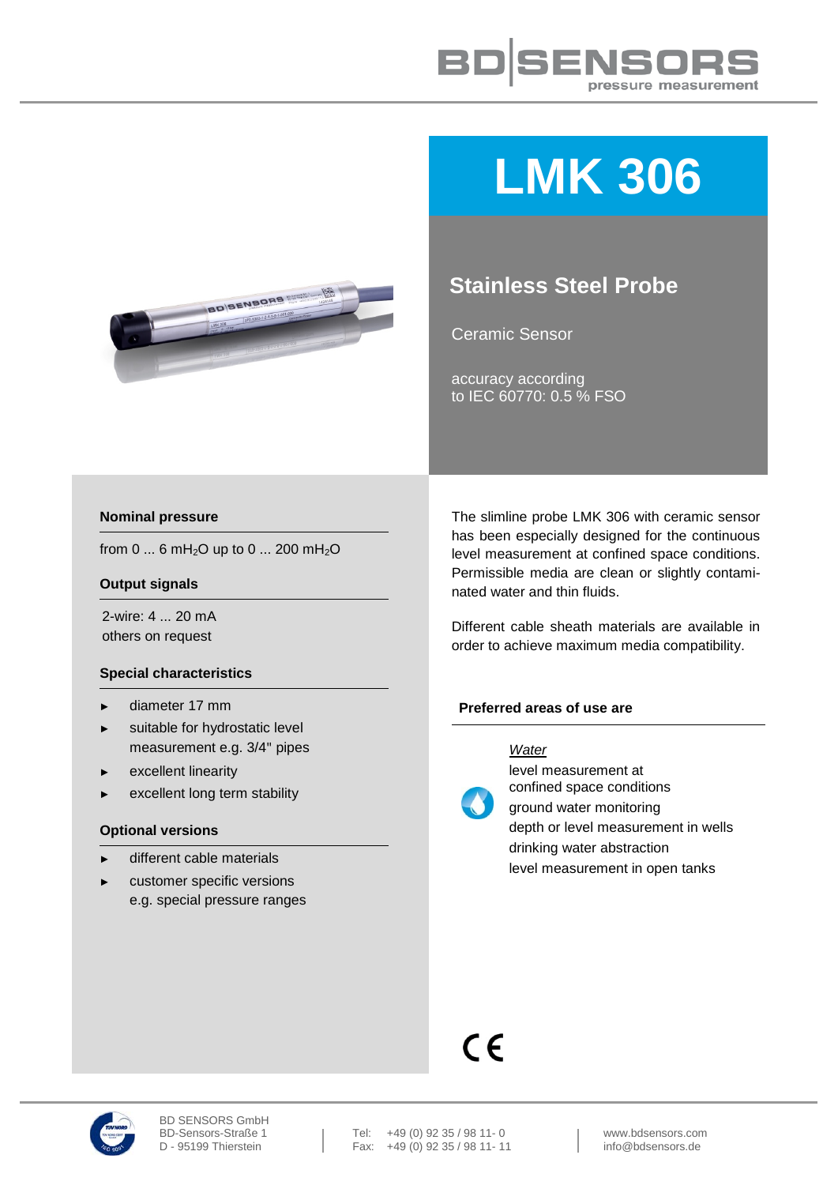# LMK 306

## Stainless Steel Probe

Ceramic Sensor

accuracy according to IEC 60770: 0.5 % FSO

### Nominal pressure

from 0 ... 6 m$H_2O$ up to 0 ... 200 m$H_2O$

### Output signals

2-wire: 4 ... 20 mA
others on request

### Special characteristics

- diameter 17 mm
- suitable for hydrostatic level measurement e.g. 3/4" pipes
- excellent linearity
- excellent long term stability

### Optional versions

- different cable materials
- customer specific versions e.g. special pressure ranges

The slimline probe LMK 306 with ceramic sensor has been especially designed for the continuous level measurement at confined space conditions. Permissible media are clean or slightly contaminated water and thin fluids.

Different cable sheath materials are available in order to achieve maximum media compatibility.

### Preferred areas of use are

*Water*

level measurement at confined space conditions
ground water monitoring
depth or level measurement in wells
drinking water abstraction
level measurement in open tanks

BD SENSORS GmbH
BD-Sensors-Straße 1
D - 95199 Thierstein

Tel: +49 (0) 92 35 / 98 11- 0
Fax: +49 (0) 92 35 / 98 11- 11

www.bdsensors.com
info@bdsensors.de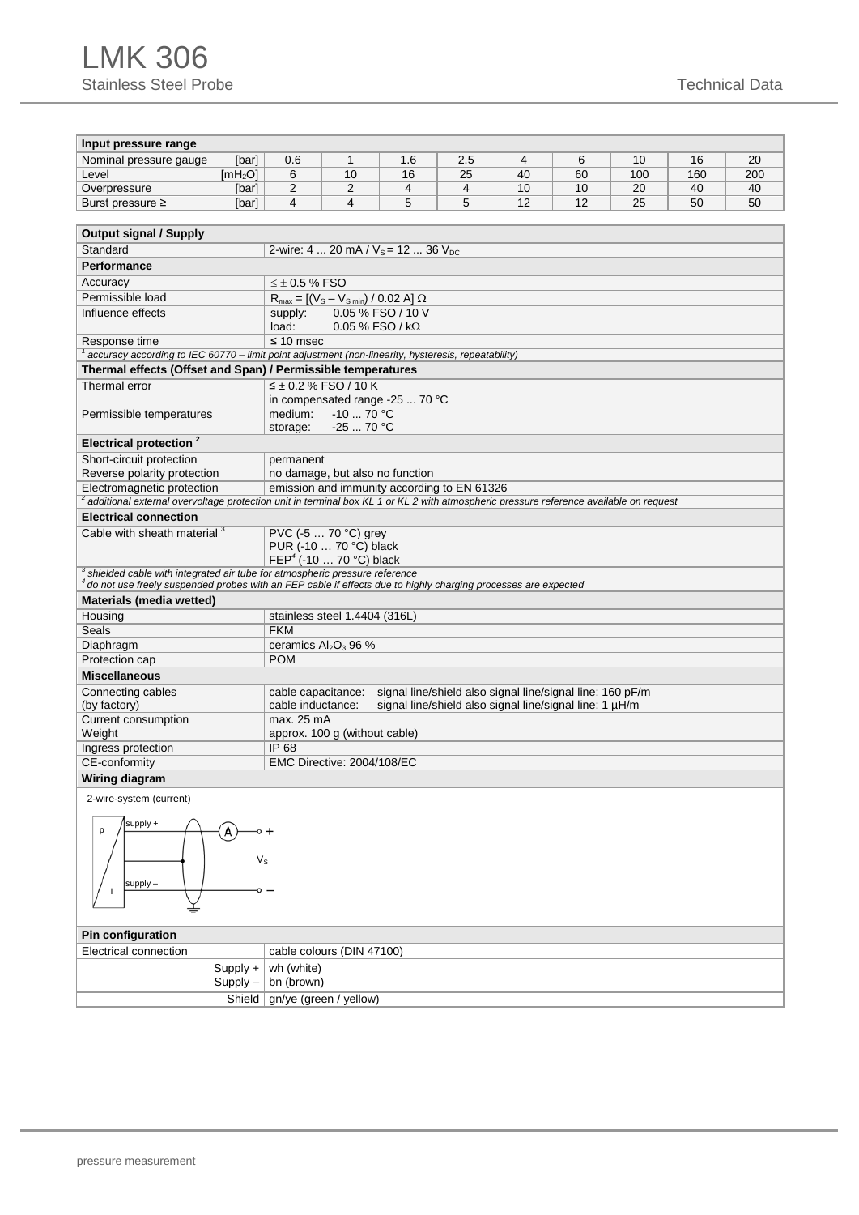# LMK 306

Stainless Steel Probe

| Input pressure range | | | | | | | | | |
|---|---|---|---|---|---|---|---|---|---|
| Nominal pressure gauge [bar] | 0.6 | 1 | 1.6 | 2.5 | 4 | 6 | 10 | 16 | 20 |
| Level [$mH_2O$] | 6 | 10 | 16 | 25 | 40 | 60 | 100 | 160 | 200 |
| Overpressure [bar] | 2 | 2 | 4 | 4 | 10 | 10 | 20 | 40 | 40 |
| Burst pressure ≥ [bar] | 4 | 4 | 5 | 5 | 12 | 12 | 25 | 50 | 50 |

| Output signal / Supply | |
|---|---|
| Standard | 2-wire: 4 ... 20 mA / $V_S$ = 12 ... 36 $V_{DC}$ |
| **Performance** | |
| Accuracy | ≤ ± 0.5 % FSO |
| Permissible load | $R_{max} = [(V_S - V_{S\,min}) / 0.02\,A]\,\Omega$ |
| Influence effects | supply: 0.05 % FSO / 10 V<br>load: 0.05 % FSO / kΩ |
| Response time | ≤ 10 msec |

[1] accuracy according to IEC 60770 – limit point adjustment (non-linearity, hysteresis, repeatability)

| Thermal effects (Offset and Span) / Permissible temperatures | |
|---|---|
| Thermal error | ≤ ± 0.2 % FSO / 10 K<br>in compensated range -25 ... 70 °C |
| Permissible temperatures | medium: -10 ... 70 °C<br>storage: -25 ... 70 °C |
| **Electrical protection [2]** | |
| Short-circuit protection | permanent |
| Reverse polarity protection | no damage, but also no function |
| Electromagnetic protection | emission and immunity according to EN 61326 |

[2] additional external overvoltage protection unit in terminal box KL 1 or KL 2 with atmospheric pressure reference available on request

| Electrical connection | |
|---|---|
| Cable with sheath material [3] | PVC (-5 … 70 °C) grey<br>PUR (-10 … 70 °C) black<br>FEP[4] (-10 … 70 °C) black |

[3] shielded cable with integrated air tube for atmospheric pressure reference
[4] do not use freely suspended probes with an FEP cable if effects due to highly charging processes are expected

| Materials (media wetted) | |
|---|---|
| Housing | stainless steel 1.4404 (316L) |
| Seals | FKM |
| Diaphragm | ceramics $Al_2O_3$ 96 % |
| Protection cap | POM |
| **Miscellaneous** | |
| Connecting cables (by factory) | cable capacitance: signal line/shield also signal line/signal line: 160 pF/m<br>cable inductance: signal line/shield also signal line/signal line: 1 µH/m |
| Current consumption | max. 25 mA |
| Weight | approx. 100 g (without cable) |
| Ingress protection | IP 68 |
| CE-conformity | EMC Directive: 2004/108/EC |

**Wiring diagram**

2-wire-system (current)

| Pin configuration | |
|---|---|
| Electrical connection | cable colours (DIN 47100) |
| Supply + | wh (white) |
| Supply – | bn (brown) |
| Shield | gn/ye (green / yellow) |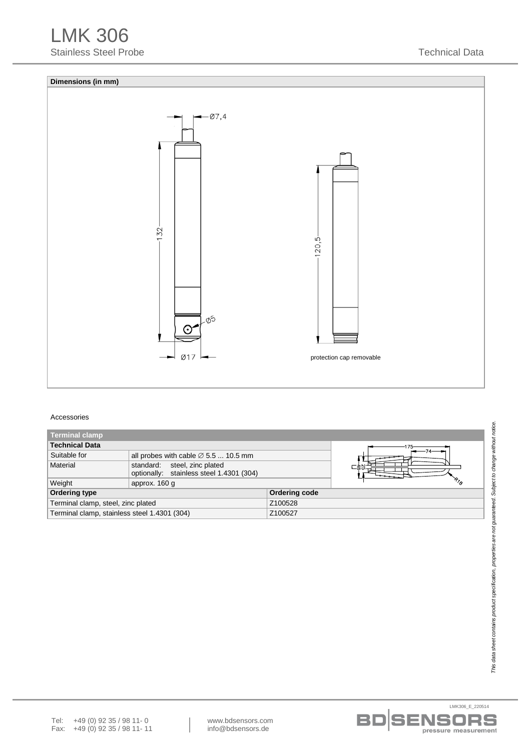# LMK 306

Stainless Steel Probe

Technical Data

## Dimensions (in mm)

Ø7,4

132

Ø5

Ø17

120,5

protection cap removable

Accessories

| Terminal clamp | | |
|---|---|---|
| **Technical Data** | | |
| Suitable for | all probes with cable ∅ 5.5 ... 10.5 mm | |
| Material | standard: steel, zinc plated<br>optionally: stainless steel 1.4301 (304) | |
| Weight | approx. 160 g | |
| **Ordering type** | | **Ordering code** |
| Terminal clamp, steel, zinc plated | | Z100528 |
| Terminal clamp, stainless steel 1.4301 (304) | | Z100527 |

*This data sheet contains product specification, properties are not guaranteed. Subject to change without notice.*

LMK306_E_220514

Tel: +49 (0) 92 35 / 98 11- 0
Fax: +49 (0) 92 35 / 98 11- 11

www.bdsensors.com
info@bdsensors.de

BD|SENSORS pressure measurement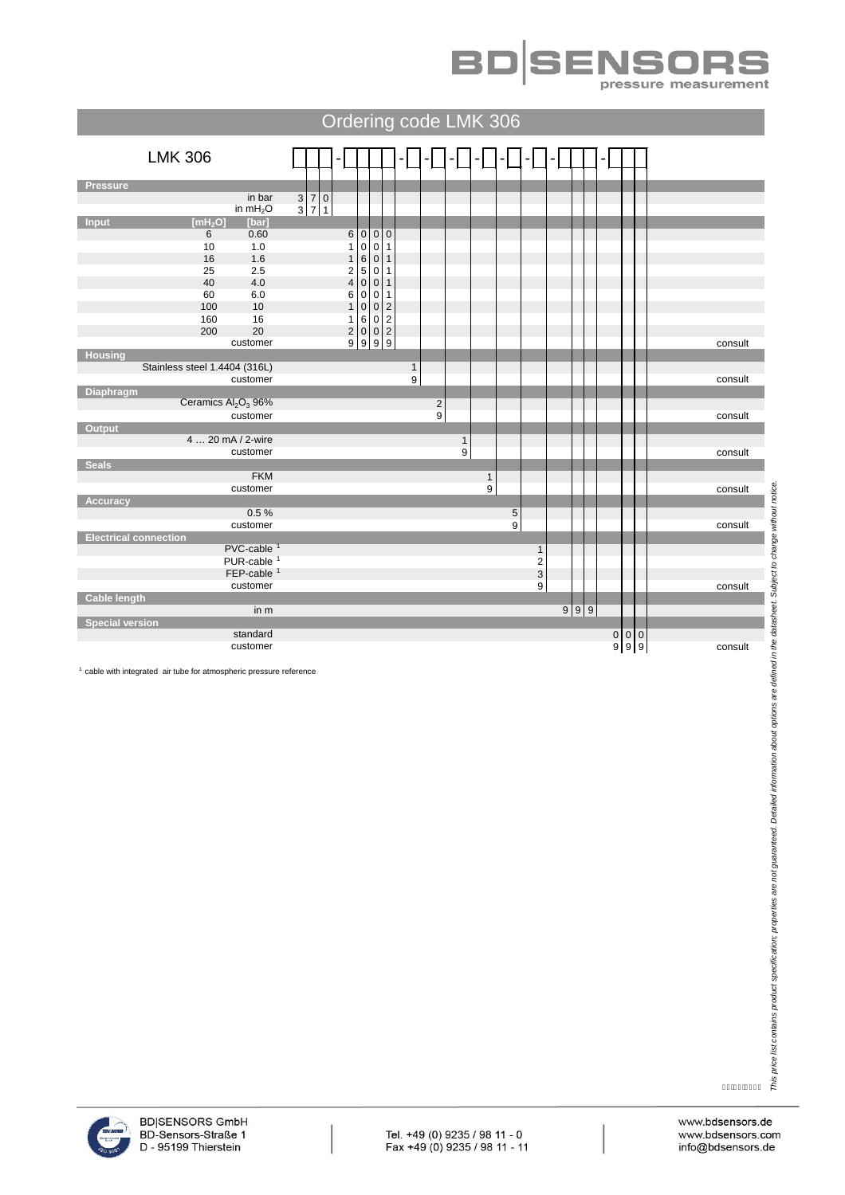# Ordering code LMK 306

LMK 306 ☐☐☐ - ☐☐☐☐ - ☐ - ☐ - ☐ - ☐ - ☐ - ☐ - ☐☐☐ - ☐☐☐

| | Code | |
|---|---|---|
| **Pressure** | | |
| in bar | 3 7 0 | |
| in $mH_2O$ | 3 7 1 | |
| **Input** [$mH_2O$] [bar] | | |
| 6 / 0.60 | 6 0 0 0 | |
| 10 / 1.0 | 1 0 0 1 | |
| 16 / 1.6 | 1 6 0 1 | |
| 25 / 2.5 | 2 5 0 1 | |
| 40 / 4.0 | 4 0 0 1 | |
| 60 / 6.0 | 6 0 0 1 | |
| 100 / 10 | 1 0 0 2 | |
| 160 / 16 | 1 6 0 2 | |
| 200 / 20 | 2 0 0 2 | |
| customer | 9 9 9 9 | consult |
| **Housing** | | |
| Stainless steel 1.4404 (316L) | 1 | |
| customer | 9 | consult |
| **Diaphragm** | | |
| Ceramics $Al_2O_3$ 96% | 2 | |
| customer | 9 | consult |
| **Output** | | |
| 4 … 20 mA / 2-wire | 1 | |
| customer | 9 | consult |
| **Seals** | | |
| FKM | 1 | |
| customer | 9 | consult |
| **Accuracy** | | |
| 0.5 % | 5 | |
| customer | 9 | consult |
| **Electrical connection** | | |
| PVC-cable [1] | 1 | |
| PUR-cable [1] | 2 | |
| FEP-cable [1] | 3 | |
| customer | 9 | consult |
| **Cable length** | | |
| in m | 9 9 9 | |
| **Special version** | | |
| standard | 0 0 0 | |
| customer | 9 9 9 | consult |

[1] cable with integrated air tube for atmospheric pressure reference

*This price list contains product specification; properties are not guaranteed. Detailed information about options are defined in the datasheet. Subject to change without notice.*

BD|SENSORS GmbH
BD-Sensors-Straße 1
D - 95199 Thierstein

Tel. +49 (0) 9235 / 98 11 - 0
Fax +49 (0) 9235 / 98 11 - 11

www.bdsensors.de
www.bdsensors.com
info@bdsensors.de